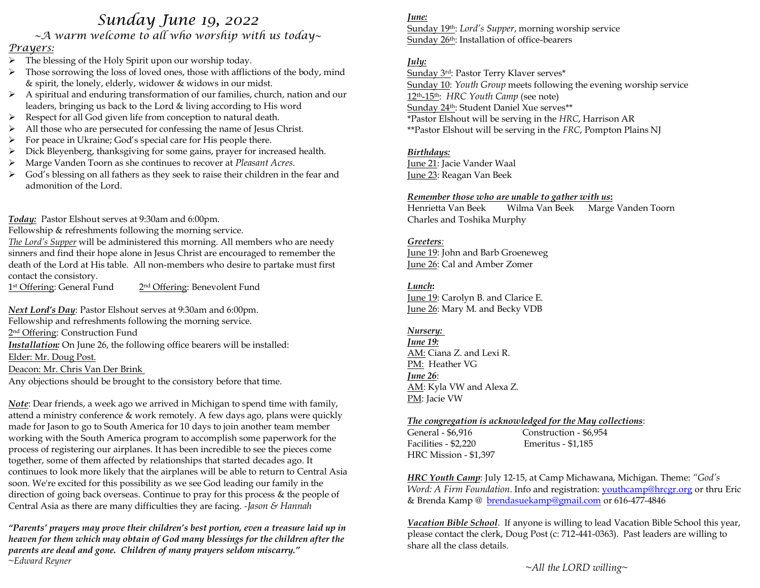# Sunday June 19, 2022

*~A warm welcome to all who worship with us today~*

## *Prayers:*

- The blessing of the Holy Spirit upon our worship today.
- Those sorrowing the loss of loved ones, those with afflictions of the body, mind & spirit, the lonely, elderly, widower & widows in our midst.
- A spiritual and enduring transformation of our families, church, nation and our leaders, bringing us back to the Lord & living according to His word
- Respect for all God given life from conception to natural death.
- All those who are persecuted for confessing the name of Jesus Christ.
- For peace in Ukraine; God's special care for His people there.
- Dick Bleyenberg, thanksgiving for some gains, prayer for increased health.
- Marge Vanden Toorn as she continues to recover at *Pleasant Acres.*
- God's blessing on all fathers as they seek to raise their children in the fear and admonition of the Lord.

***Today:*** Pastor Elshout serves at 9:30am and 6:00pm.
Fellowship & refreshments following the morning service.
*The Lord's Supper* will be administered this morning. All members who are needy sinners and find their hope alone in Jesus Christ are encouraged to remember the death of the Lord at His table. All non-members who desire to partake must first contact the consistory.
1st Offering: General Fund 2nd Offering: Benevolent Fund

***Next Lord's Day***: Pastor Elshout serves at 9:30am and 6:00pm.
Fellowship and refreshments following the morning service.
2nd Offering: Construction Fund
***Installation:*** On June 26, the following office bearers will be installed:
Elder: Mr. Doug Post.
Deacon: Mr. Chris Van Der Brink
Any objections should be brought to the consistory before that time.

***Note***: Dear friends, a week ago we arrived in Michigan to spend time with family, attend a ministry conference & work remotely. A few days ago, plans were quickly made for Jason to go to South America for 10 days to join another team member working with the South America program to accomplish some paperwork for the process of registering our airplanes. It has been incredible to see the pieces come together, some of them affected by relationships that started decades ago. It continues to look more likely that the airplanes will be able to return to Central Asia soon. We're excited for this possibility as we see God leading our family in the direction of going back overseas. Continue to pray for this process & the people of Central Asia as there are many difficulties they are facing. *-Jason & Hannah*

***"Parents' prayers may prove their children's best portion, even a treasure laid up in heaven for them which may obtain of God many blessings for the children after the parents are dead and gone. Children of many prayers seldom miscarry."***
*~Edward Reyner*

***June:***
Sunday 19th: *Lord's Supper*, morning worship service
Sunday 26th: Installation of office-bearers

***July:***
Sunday 3rd: Pastor Terry Klaver serves*
Sunday 10: *Youth Group* meets following the evening worship service
12th-15th: *HRC Youth Camp* (see note)
Sunday 24th: Student Daniel Xue serves**
*Pastor Elshout will be serving in the *HRC*, Harrison AR
**Pastor Elshout will be serving in the *FRC*, Pompton Plains NJ

***Birthdays:***
June 21: Jacie Vander Waal
June 23: Reagan Van Beek

***Remember those who are unable to gather with us*:**
Henrietta Van Beek Wilma Van Beek Marge Vanden Toorn
Charles and Toshika Murphy

***Greeters:***
June 19: John and Barb Groeneweg
June 26: Cal and Amber Zomer

***Lunch*:**
June 19: Carolyn B. and Clarice E.
June 26: Mary M. and Becky VDB

***Nursery:***
***June 19:***
AM: Ciana Z. and Lexi R.
PM: Heather VG
***June 26***:
AM: Kyla VW and Alexa Z.
PM: Jacie VW

***The congregation is acknowledged for the May collections***:
General - $6,916 Construction - $6,954
Facilities - $2,220 Emeritus - $1,185
HRC Mission - $1,397

***HRC Youth Camp***: July 12-15, at Camp Michawana, Michigan. Theme: *"God's Word: A Firm Foundation.* Info and registration: youthcamp@hrcgr.org or thru Eric & Brenda Kamp @ brendasuekamp@gmail.com or 616-477-4846

***Vacation Bible School***. If anyone is willing to lead Vacation Bible School this year, please contact the clerk, Doug Post (c: 712-441-0363). Past leaders are willing to share all the class details.

*~All the LORD willing~*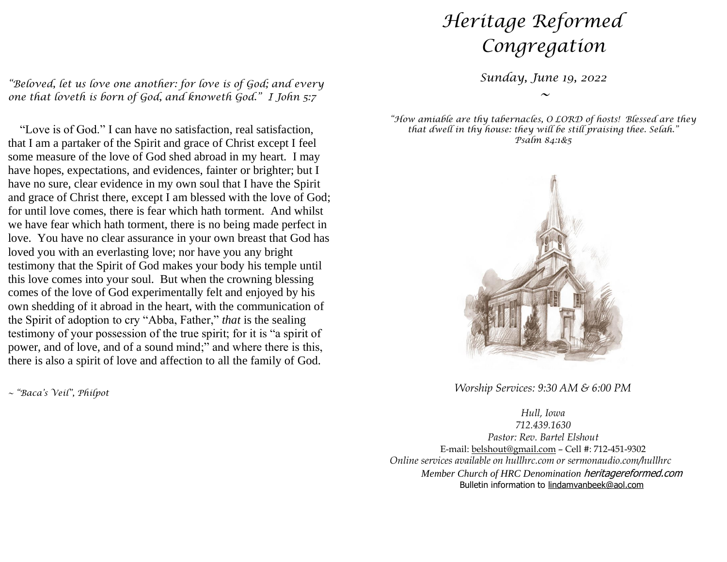*"Beloved, let us love one another: for love is of God; and every one that loveth is born of God, and knoweth God." I John 5:7*

"Love is of God." I can have no satisfaction, real satisfaction, that I am a partaker of the Spirit and grace of Christ except I feel some measure of the love of God shed abroad in my heart. I may have hopes, expectations, and evidences, fainter or brighter; but I have no sure, clear evidence in my own soul that I have the Spirit and grace of Christ there, except I am blessed with the love of God; for until love comes, there is fear which hath torment. And whilst we have fear which hath torment, there is no being made perfect in love. You have no clear assurance in your own breast that God has loved you with an everlasting love; nor have you any bright testimony that the Spirit of God makes your body his temple until this love comes into your soul. But when the crowning blessing comes of the love of God experimentally felt and enjoyed by his own shedding of it abroad in the heart, with the communication of the Spirit of adoption to cry "Abba, Father," *that* is the sealing testimony of your possession of the true spirit; for it is "a spirit of power, and of love, and of a sound mind;" and where there is this, there is also a spirit of love and affection to all the family of God.

*~ "Baca's Veil", Philpot*

# *Heritage Reformed Congregation*

*Sunday, June 19, 2022*

~

*"How amiable are thy tabernacles, O LORD of hosts! Blessed are they that dwell in thy house: they will be still praising thee. Selah." Psalm 84:1&5*

*Worship Services: 9:30 AM & 6:00 PM*

*Hull, Iowa*
*712.439.1630*
*Pastor: Rev. Bartel Elshout*
E-mail: belshout@gmail.com – Cell #: 712-451-9302
*Online services available on hullhrc.com or sermonaudio.com/hullhrc*
*Member Church of HRC Denomination* *heritagereformed.com*
Bulletin information to lindamvanbeek@aol.com